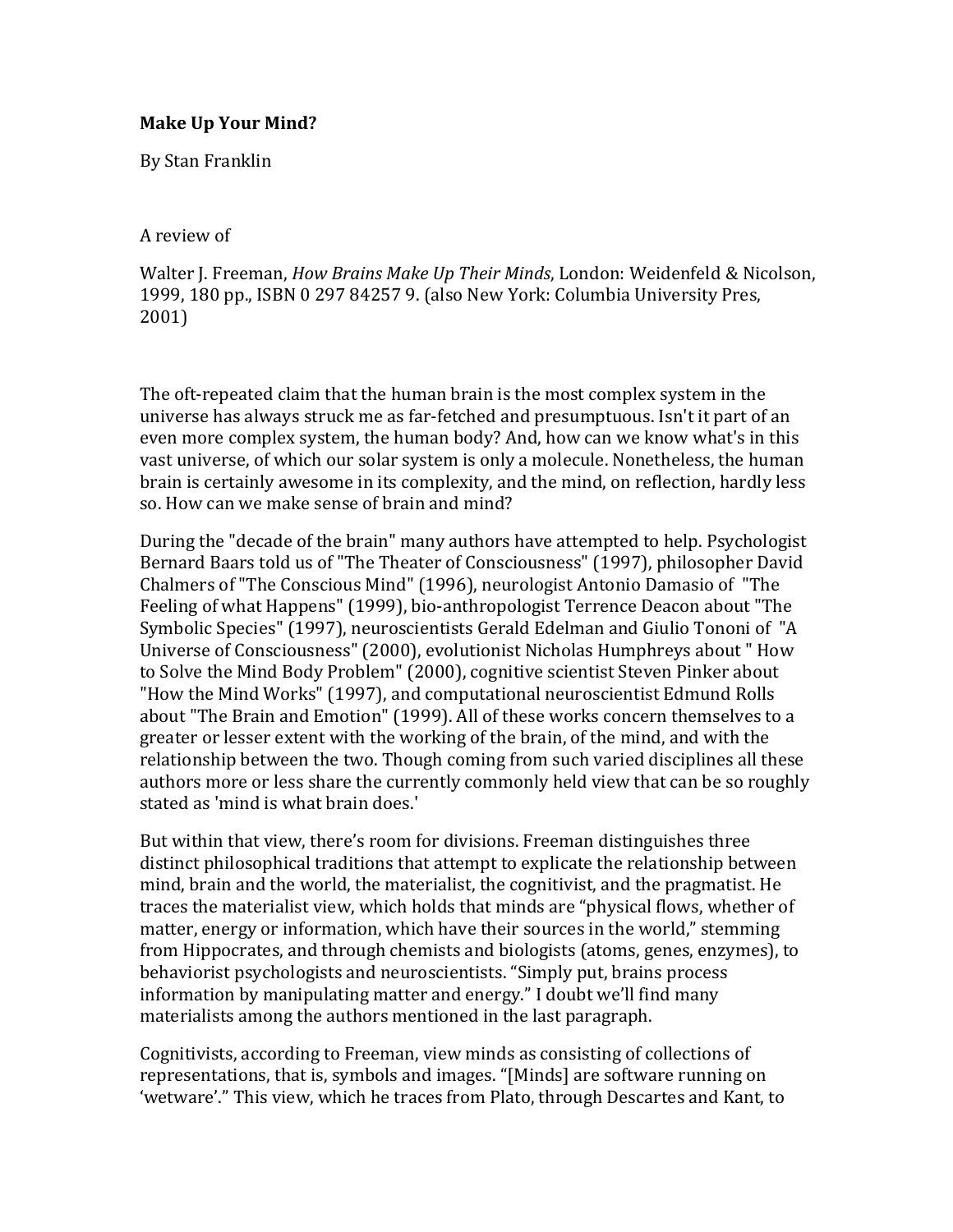**Make Up Your Mind?**

By Stan Franklin

A review of

Walter J. Freeman, *How Brains Make Up Their Minds*, London: Weidenfeld & Nicolson, 1999, 180 pp., ISBN 0 297 84257 9. (also New York: Columbia University Pres, 2001)

The oft-repeated claim that the human brain is the most complex system in the universe has always struck me as far-fetched and presumptuous. Isn't it part of an even more complex system, the human body? And, how can we know what's in this vast universe, of which our solar system is only a molecule. Nonetheless, the human brain is certainly awesome in its complexity, and the mind, on reflection, hardly less so. How can we make sense of brain and mind?

During the "decade of the brain" many authors have attempted to help. Psychologist Bernard Baars told us of "The Theater of Consciousness" (1997), philosopher David Chalmers of "The Conscious Mind" (1996), neurologist Antonio Damasio of "The Feeling of what Happens" (1999), bio-anthropologist Terrence Deacon about "The Symbolic Species" (1997), neuroscientists Gerald Edelman and Giulio Tononi of "A Universe of Consciousness" (2000), evolutionist Nicholas Humphreys about " How to Solve the Mind Body Problem" (2000), cognitive scientist Steven Pinker about "How the Mind Works" (1997), and computational neuroscientist Edmund Rolls about "The Brain and Emotion" (1999). All of these works concern themselves to a greater or lesser extent with the working of the brain, of the mind, and with the relationship between the two. Though coming from such varied disciplines all these authors more or less share the currently commonly held view that can be so roughly stated as 'mind is what brain does.'

But within that view, there's room for divisions. Freeman distinguishes three distinct philosophical traditions that attempt to explicate the relationship between mind, brain and the world, the materialist, the cognitivist, and the pragmatist. He traces the materialist view, which holds that minds are "physical flows, whether of matter, energy or information, which have their sources in the world," stemming from Hippocrates, and through chemists and biologists (atoms, genes, enzymes), to behaviorist psychologists and neuroscientists. "Simply put, brains process information by manipulating matter and energy." I doubt we'll find many materialists among the authors mentioned in the last paragraph.

Cognitivists, according to Freeman, view minds as consisting of collections of representations, that is, symbols and images. "[Minds] are software running on 'wetware'." This view, which he traces from Plato, through Descartes and Kant, to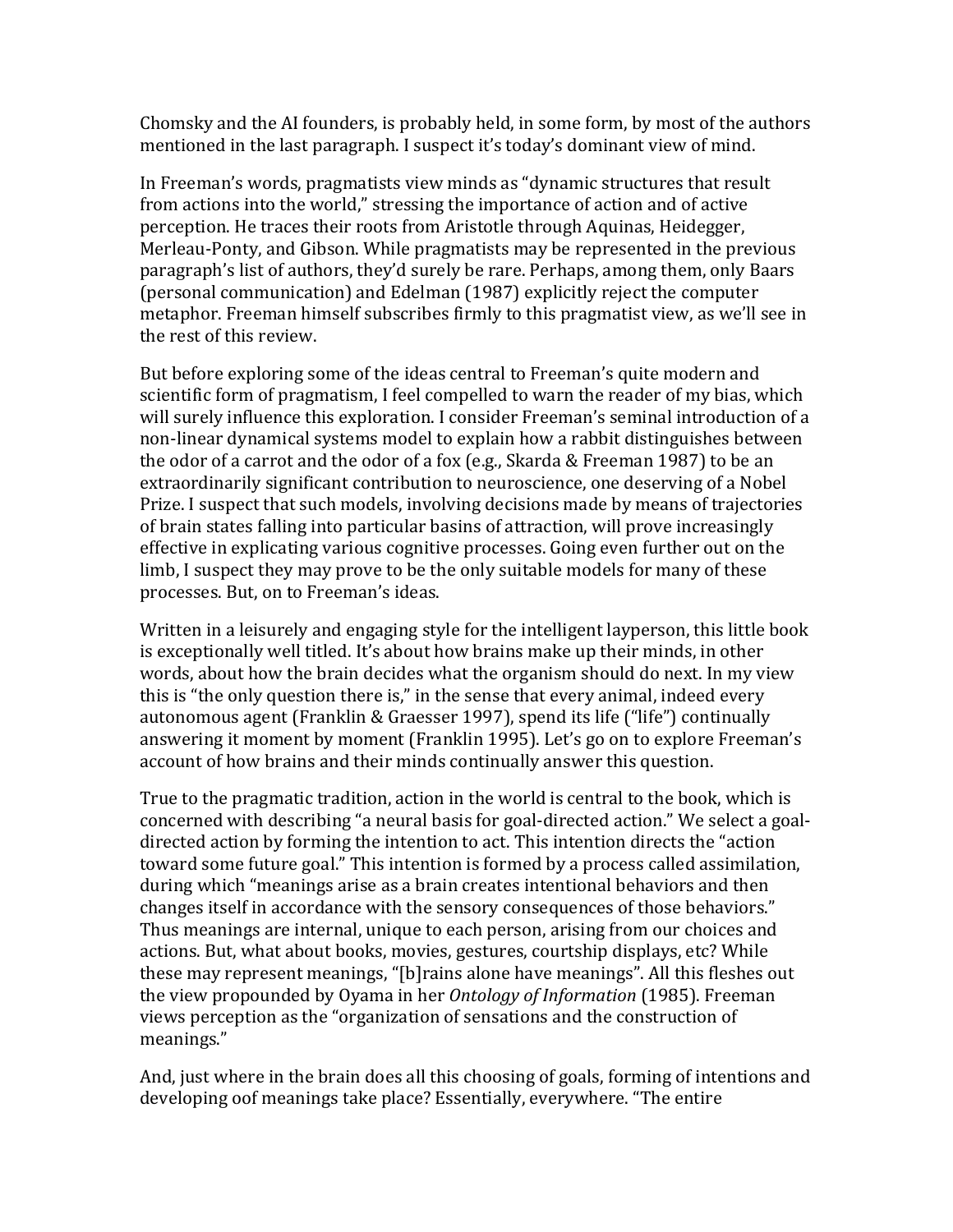Chomsky and the AI founders, is probably held, in some form, by most of the authors mentioned in the last paragraph. I suspect it's today's dominant view of mind.

In Freeman's words, pragmatists view minds as "dynamic structures that result from actions into the world," stressing the importance of action and of active perception. He traces their roots from Aristotle through Aquinas, Heidegger, Merleau-Ponty, and Gibson. While pragmatists may be represented in the previous paragraph's list of authors, they'd surely be rare. Perhaps, among them, only Baars (personal communication) and Edelman (1987) explicitly reject the computer metaphor. Freeman himself subscribes firmly to this pragmatist view, as we'll see in the rest of this review.

But before exploring some of the ideas central to Freeman's quite modern and scientific form of pragmatism, I feel compelled to warn the reader of my bias, which will surely influence this exploration. I consider Freeman's seminal introduction of a non-linear dynamical systems model to explain how a rabbit distinguishes between the odor of a carrot and the odor of a fox (e.g., Skarda & Freeman 1987) to be an extraordinarily significant contribution to neuroscience, one deserving of a Nobel Prize. I suspect that such models, involving decisions made by means of trajectories of brain states falling into particular basins of attraction, will prove increasingly effective in explicating various cognitive processes. Going even further out on the limb, I suspect they may prove to be the only suitable models for many of these processes. But, on to Freeman's ideas.

Written in a leisurely and engaging style for the intelligent layperson, this little book is exceptionally well titled. It's about how brains make up their minds, in other words, about how the brain decides what the organism should do next. In my view this is "the only question there is," in the sense that every animal, indeed every autonomous agent (Franklin & Graesser 1997), spend its life ("life") continually answering it moment by moment (Franklin 1995). Let's go on to explore Freeman's account of how brains and their minds continually answer this question.

True to the pragmatic tradition, action in the world is central to the book, which is concerned with describing "a neural basis for goal-directed action." We select a goal-directed action by forming the intention to act. This intention directs the "action toward some future goal." This intention is formed by a process called assimilation, during which "meanings arise as a brain creates intentional behaviors and then changes itself in accordance with the sensory consequences of those behaviors." Thus meanings are internal, unique to each person, arising from our choices and actions. But, what about books, movies, gestures, courtship displays, etc? While these may represent meanings, "[b]rains alone have meanings". All this fleshes out the view propounded by Oyama in her *Ontology of Information* (1985). Freeman views perception as the "organization of sensations and the construction of meanings."

And, just where in the brain does all this choosing of goals, forming of intentions and developing oof meanings take place? Essentially, everywhere. "The entire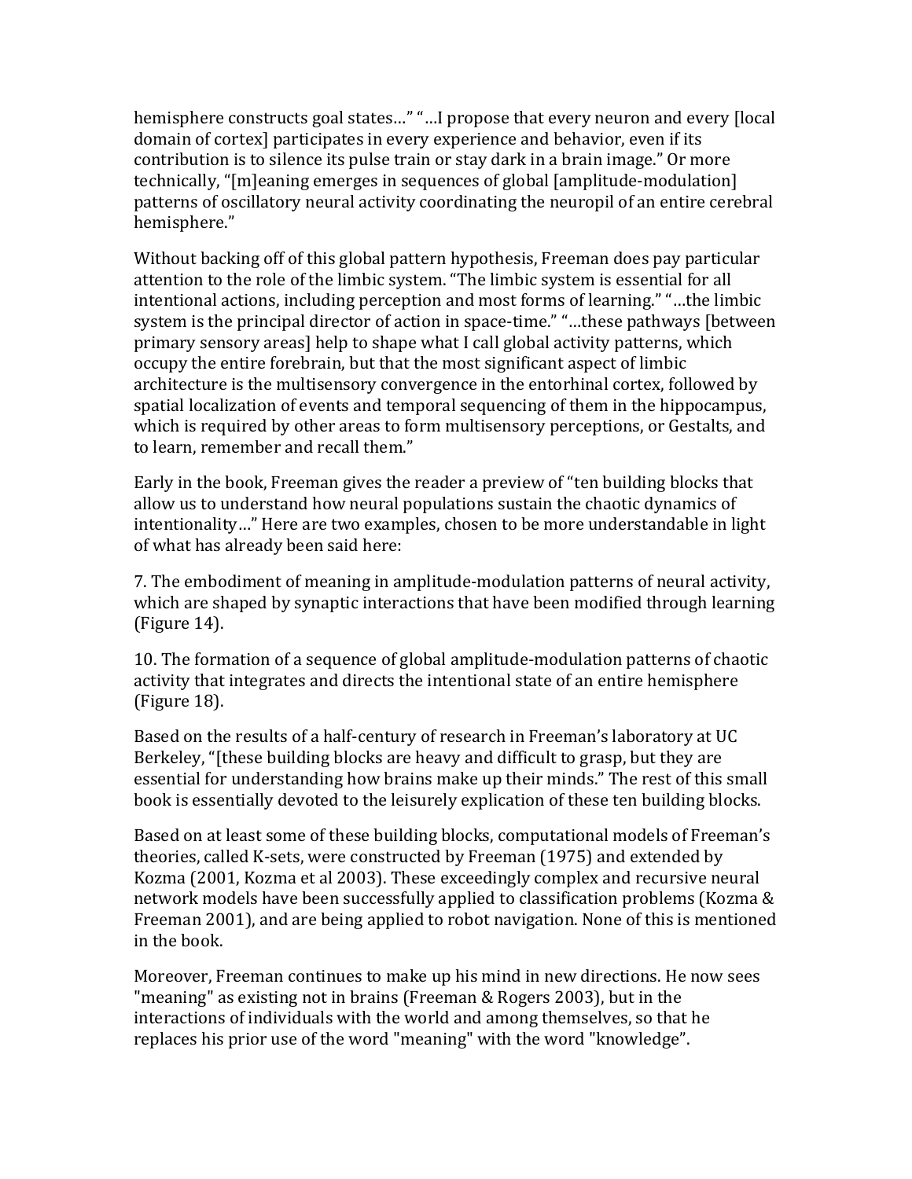hemisphere constructs goal states…" "…I propose that every neuron and every [local domain of cortex] participates in every experience and behavior, even if its contribution is to silence its pulse train or stay dark in a brain image." Or more technically, "[m]eaning emerges in sequences of global [amplitude-modulation] patterns of oscillatory neural activity coordinating the neuropil of an entire cerebral hemisphere."

Without backing off of this global pattern hypothesis, Freeman does pay particular attention to the role of the limbic system. "The limbic system is essential for all intentional actions, including perception and most forms of learning." "…the limbic system is the principal director of action in space-time." "…these pathways [between primary sensory areas] help to shape what I call global activity patterns, which occupy the entire forebrain, but that the most significant aspect of limbic architecture is the multisensory convergence in the entorhinal cortex, followed by spatial localization of events and temporal sequencing of them in the hippocampus, which is required by other areas to form multisensory perceptions, or Gestalts, and to learn, remember and recall them."

Early in the book, Freeman gives the reader a preview of "ten building blocks that allow us to understand how neural populations sustain the chaotic dynamics of intentionality…" Here are two examples, chosen to be more understandable in light of what has already been said here:

7. The embodiment of meaning in amplitude-modulation patterns of neural activity, which are shaped by synaptic interactions that have been modified through learning (Figure 14).

10. The formation of a sequence of global amplitude-modulation patterns of chaotic activity that integrates and directs the intentional state of an entire hemisphere (Figure 18).

Based on the results of a half-century of research in Freeman's laboratory at UC Berkeley, "[these building blocks are heavy and difficult to grasp, but they are essential for understanding how brains make up their minds." The rest of this small book is essentially devoted to the leisurely explication of these ten building blocks.

Based on at least some of these building blocks, computational models of Freeman's theories, called K-sets, were constructed by Freeman (1975) and extended by Kozma (2001, Kozma et al 2003). These exceedingly complex and recursive neural network models have been successfully applied to classification problems (Kozma & Freeman 2001), and are being applied to robot navigation. None of this is mentioned in the book.

Moreover, Freeman continues to make up his mind in new directions. He now sees "meaning" as existing not in brains (Freeman & Rogers 2003), but in the interactions of individuals with the world and among themselves, so that he replaces his prior use of the word "meaning" with the word "knowledge".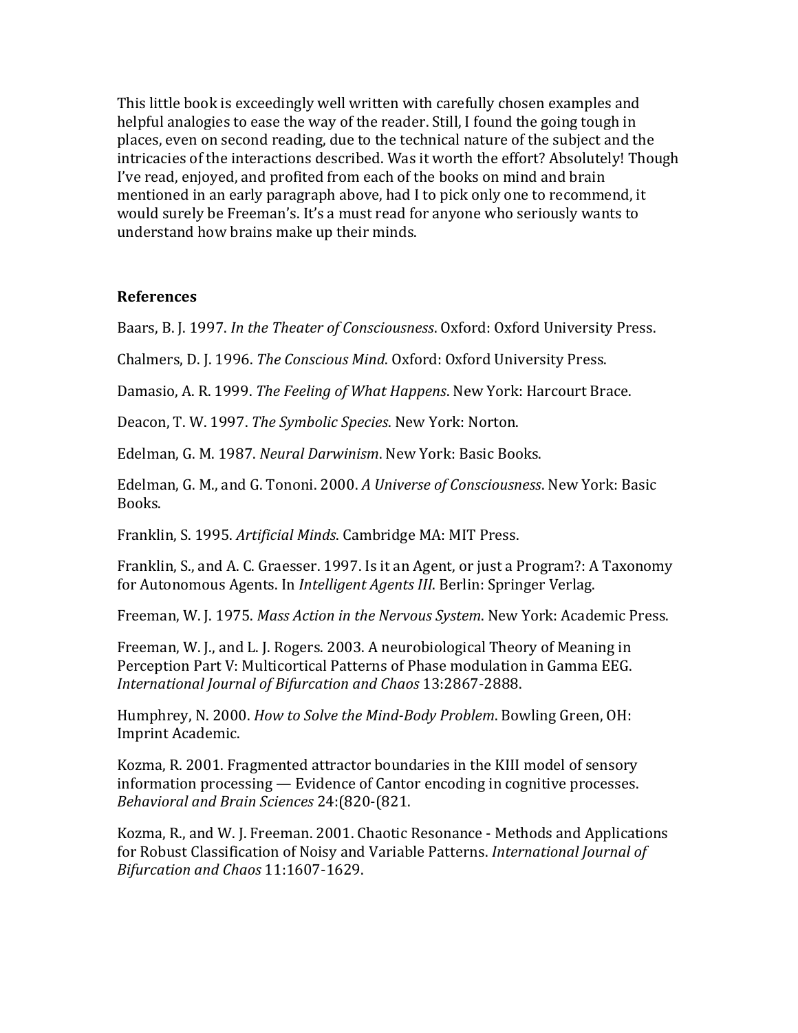This little book is exceedingly well written with carefully chosen examples and helpful analogies to ease the way of the reader. Still, I found the going tough in places, even on second reading, due to the technical nature of the subject and the intricacies of the interactions described. Was it worth the effort? Absolutely! Though I've read, enjoyed, and profited from each of the books on mind and brain mentioned in an early paragraph above, had I to pick only one to recommend, it would surely be Freeman's. It's a must read for anyone who seriously wants to understand how brains make up their minds.

**References**

Baars, B. J. 1997. *In the Theater of Consciousness*. Oxford: Oxford University Press.

Chalmers, D. J. 1996. *The Conscious Mind*. Oxford: Oxford University Press.

Damasio, A. R. 1999. *The Feeling of What Happens*. New York: Harcourt Brace.

Deacon, T. W. 1997. *The Symbolic Species*. New York: Norton.

Edelman, G. M. 1987. *Neural Darwinism*. New York: Basic Books.

Edelman, G. M., and G. Tononi. 2000. *A Universe of Consciousness*. New York: Basic Books.

Franklin, S. 1995. *Artificial Minds*. Cambridge MA: MIT Press.

Franklin, S., and A. C. Graesser. 1997. Is it an Agent, or just a Program?: A Taxonomy for Autonomous Agents. In *Intelligent Agents III*. Berlin: Springer Verlag.

Freeman, W. J. 1975. *Mass Action in the Nervous System*. New York: Academic Press.

Freeman, W. J., and L. J. Rogers. 2003. A neurobiological Theory of Meaning in Perception Part V: Multicortical Patterns of Phase modulation in Gamma EEG. *International Journal of Bifurcation and Chaos* 13:2867-2888.

Humphrey, N. 2000. *How to Solve the Mind-Body Problem*. Bowling Green, OH: Imprint Academic.

Kozma, R. 2001. Fragmented attractor boundaries in the KIII model of sensory information processing — Evidence of Cantor encoding in cognitive processes. *Behavioral and Brain Sciences* 24:(820-(821.

Kozma, R., and W. J. Freeman. 2001. Chaotic Resonance - Methods and Applications for Robust Classification of Noisy and Variable Patterns. *International Journal of Bifurcation and Chaos* 11:1607-1629.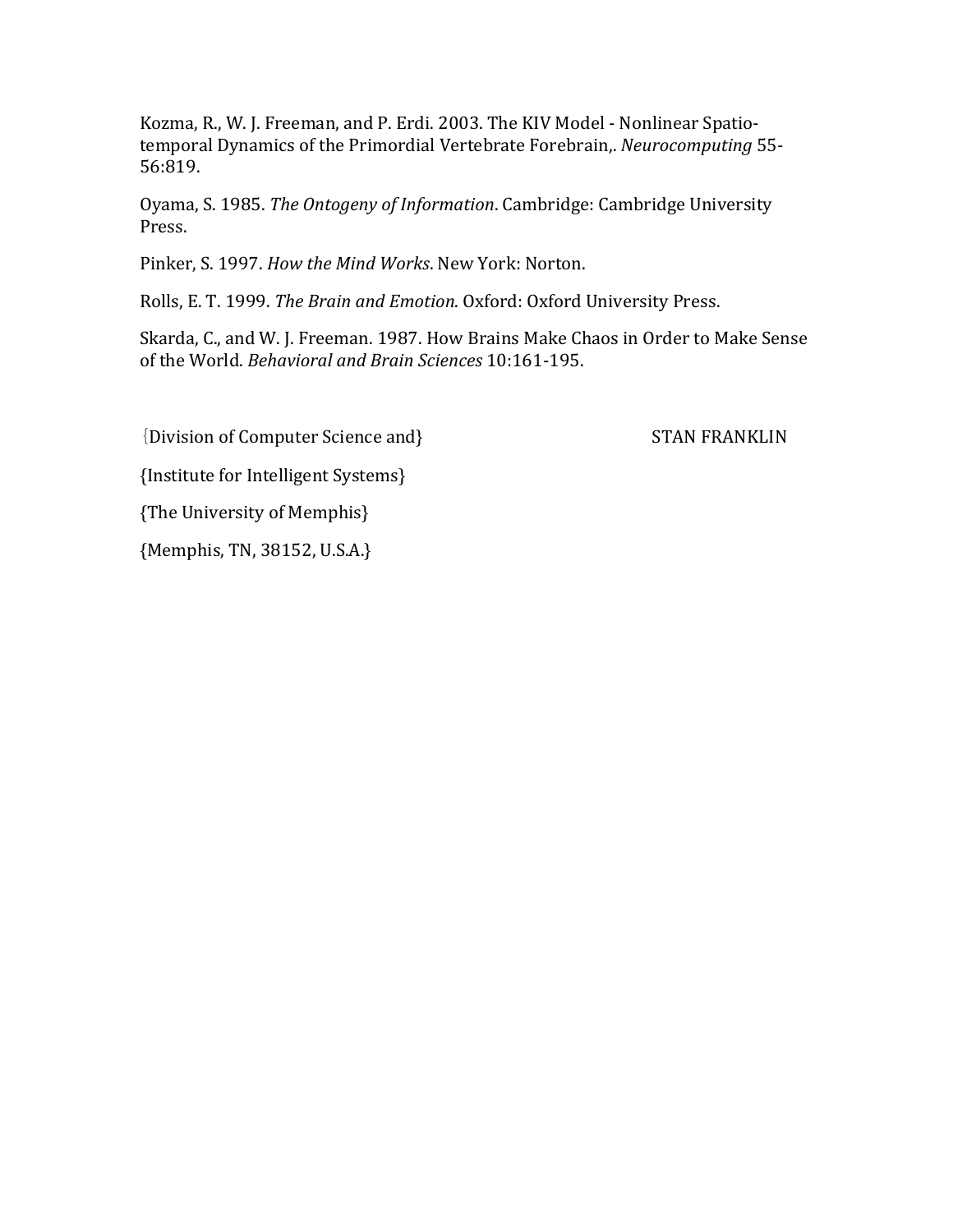Kozma, R., W. J. Freeman, and P. Erdi. 2003. The KIV Model - Nonlinear Spatio-temporal Dynamics of the Primordial Vertebrate Forebrain,. *Neurocomputing* 55-56:819.

Oyama, S. 1985. *The Ontogeny of Information*. Cambridge: Cambridge University Press.

Pinker, S. 1997. *How the Mind Works*. New York: Norton.

Rolls, E. T. 1999. *The Brain and Emotion*. Oxford: Oxford University Press.

Skarda, C., and W. J. Freeman. 1987. How Brains Make Chaos in Order to Make Sense of the World. *Behavioral and Brain Sciences* 10:161-195.

{Division of Computer Science and} STAN FRANKLIN

{Institute for Intelligent Systems}

{The University of Memphis}

{Memphis, TN, 38152, U.S.A.}